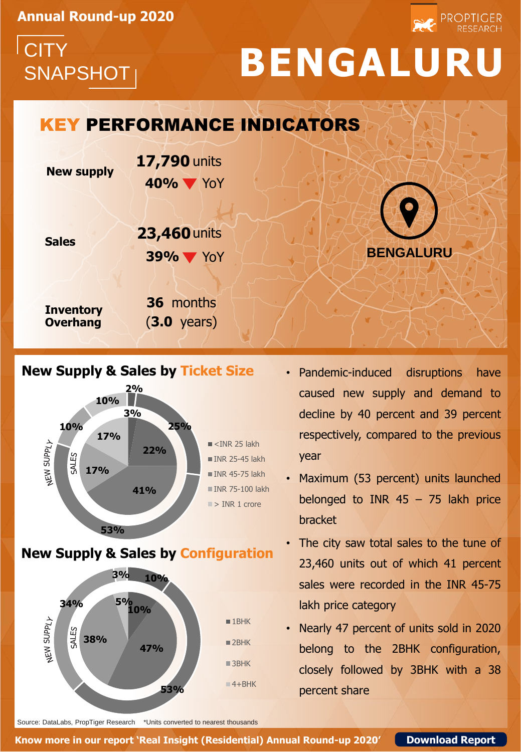Annual Round-up 2020

PROPTIGER RESEARCH

CITY SNAPSHOT

# BENGALURU

## KEY PERFORMANCE INDICATORS

| Indicator | Value |
|---|---|
| New supply | 17,790 units; 40% ▼ YoY |
| Sales | 23,460 units; 39% ▼ YoY |
| Inventory Overhang | 36 months (3.0 years) |

BENGALURU

## New Supply & Sales by Ticket Size

| Ticket Size | New Supply | Sales |
|---|---|---|
| <INR 25 lakh | 2% | 3% |
| INR 25-45 lakh | 25% | 22% |
| INR 45-75 lakh | 53% | 41% |
| INR 75-100 lakh | 10% | 17% |
| > INR 1 crore | 10% | 17% |

## New Supply & Sales by Configuration

| Configuration | New Supply | Sales |
|---|---|---|
| 1BHK | 10% | 10% |
| 2BHK | 53% | 47% |
| 3BHK | 34% | 38% |
| 4+BHK | 3% | 5% |

- Pandemic-induced disruptions have caused new supply and demand to decline by 40 percent and 39 percent respectively, compared to the previous year
- Maximum (53 percent) units launched belonged to INR 45 – 75 lakh price bracket
- The city saw total sales to the tune of 23,460 units out of which 41 percent sales were recorded in the INR 45-75 lakh price category
- Nearly 47 percent of units sold in 2020 belong to the 2BHK configuration, closely followed by 3BHK with a 38 percent share

Source: DataLabs, PropTiger Research *Units converted to nearest thousands

Know more in our report 'Real Insight (Residential) Annual Round-up 2020' **Download Report**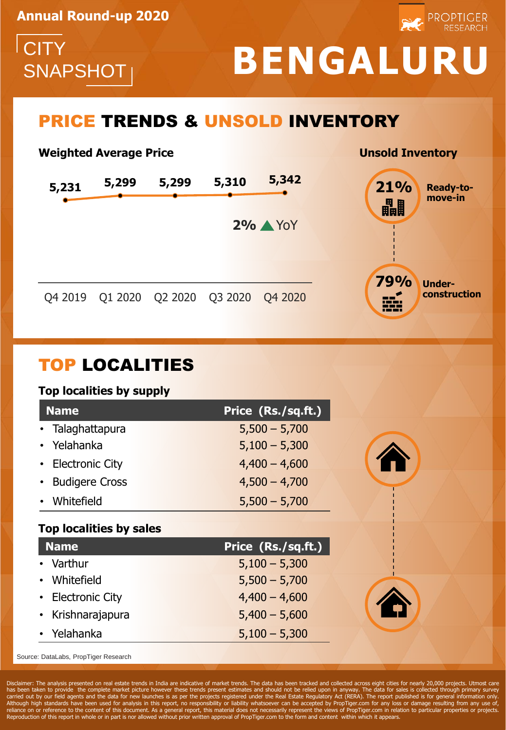Annual Round-up 2020

CITY SNAPSHOT

PROPTIGER RESEARCH

# BENGALURU

## PRICE TRENDS & UNSOLD INVENTORY

### Weighted Average Price

5,231
5,299
5,299
5,310
5,342

2% ▲ YoY

Q4 2019 Q1 2020 Q2 2020 Q3 2020 Q4 2020

### Unsold Inventory

21% Ready-to-move-in

79% Under-construction

## TOP LOCALITIES

### Top localities by supply

| Name | Price (Rs./sq.ft.) |
|---|---|
| Talaghattapura | 5,500 – 5,700 |
| Yelahanka | 5,100 – 5,300 |
| Electronic City | 4,400 – 4,600 |
| Budigere Cross | 4,500 – 4,700 |
| Whitefield | 5,500 – 5,700 |

### Top localities by sales

| Name | Price (Rs./sq.ft.) |
|---|---|
| Varthur | 5,100 – 5,300 |
| Whitefield | 5,500 – 5,700 |
| Electronic City | 4,400 – 4,600 |
| Krishnarajapura | 5,400 – 5,600 |
| Yelahanka | 5,100 – 5,300 |

Source: DataLabs, PropTiger Research

Disclaimer: The analysis presented on real estate trends in India are indicative of market trends. The data has been tracked and collected across eight cities for nearly 20,000 projects. Utmost care has been taken to provide the complete market picture however these trends present estimates and should not be relied upon in anyway. The data for sales is collected through primary survey carried out by our field agents and the data for new launches is as per the projects registered under the Real Estate Regulatory Act (RERA). The report published is for general information only. Although high standards have been used for analysis in this report, no responsibility or liability whatsoever can be accepted by PropTiger.com for any loss or damage resulting from any use of, reliance on or reference to the content of this document. As a general report, this material does not necessarily represent the views of PropTiger.com in relation to particular properties or projects. Reproduction of this report in whole or in part is nor allowed without prior written approval of PropTiger.com to the form and content within which it appears.